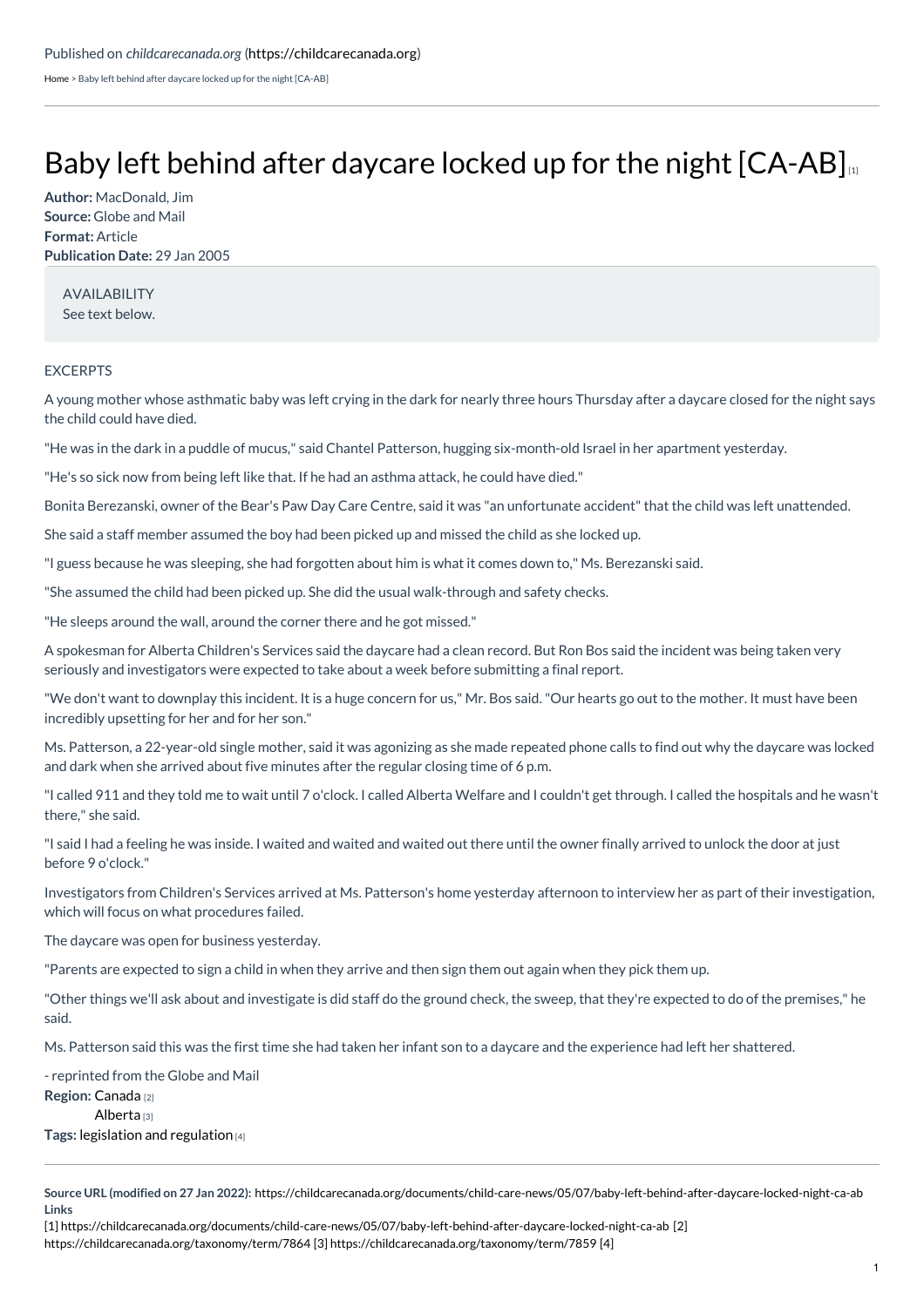Published on *childcarecanada.org* (https://childcarecanada.org)

Home > Baby left behind after daycare locked up for the night [CA-AB]

# Baby left behind after daycare locked up for the night [CA-AB] [1]

**Author:** MacDonald, Jim
**Source:** Globe and Mail
**Format:** Article
**Publication Date:** 29 Jan 2005

AVAILABILITY
See text below.

EXCERPTS

A young mother whose asthmatic baby was left crying in the dark for nearly three hours Thursday after a daycare closed for the night says the child could have died.

"He was in the dark in a puddle of mucus," said Chantel Patterson, hugging six-month-old Israel in her apartment yesterday.

"He's so sick now from being left like that. If he had an asthma attack, he could have died."

Bonita Berezanski, owner of the Bear's Paw Day Care Centre, said it was "an unfortunate accident" that the child was left unattended.

She said a staff member assumed the boy had been picked up and missed the child as she locked up.

"I guess because he was sleeping, she had forgotten about him is what it comes down to," Ms. Berezanski said.

"She assumed the child had been picked up. She did the usual walk-through and safety checks.

"He sleeps around the wall, around the corner there and he got missed."

A spokesman for Alberta Children's Services said the daycare had a clean record. But Ron Bos said the incident was being taken very seriously and investigators were expected to take about a week before submitting a final report.

"We don't want to downplay this incident. It is a huge concern for us," Mr. Bos said. "Our hearts go out to the mother. It must have been incredibly upsetting for her and for her son."

Ms. Patterson, a 22-year-old single mother, said it was agonizing as she made repeated phone calls to find out why the daycare was locked and dark when she arrived about five minutes after the regular closing time of 6 p.m.

"I called 911 and they told me to wait until 7 o'clock. I called Alberta Welfare and I couldn't get through. I called the hospitals and he wasn't there," she said.

"I said I had a feeling he was inside. I waited and waited and waited out there until the owner finally arrived to unlock the door at just before 9 o'clock."

Investigators from Children's Services arrived at Ms. Patterson's home yesterday afternoon to interview her as part of their investigation, which will focus on what procedures failed.

The daycare was open for business yesterday.

"Parents are expected to sign a child in when they arrive and then sign them out again when they pick them up.

"Other things we'll ask about and investigate is did staff do the ground check, the sweep, that they're expected to do of the premises," he said.

Ms. Patterson said this was the first time she had taken her infant son to a daycare and the experience had left her shattered.

- reprinted from the Globe and Mail

**Region:** Canada [2]
Alberta [3]
**Tags:** legislation and regulation [4]

---

**Source URL (modified on 27 Jan 2022):** https://childcarecanada.org/documents/child-care-news/05/07/baby-left-behind-after-daycare-locked-night-ca-ab

**Links**
[1] https://childcarecanada.org/documents/child-care-news/05/07/baby-left-behind-after-daycare-locked-night-ca-ab [2] https://childcarecanada.org/taxonomy/term/7864 [3] https://childcarecanada.org/taxonomy/term/7859 [4]